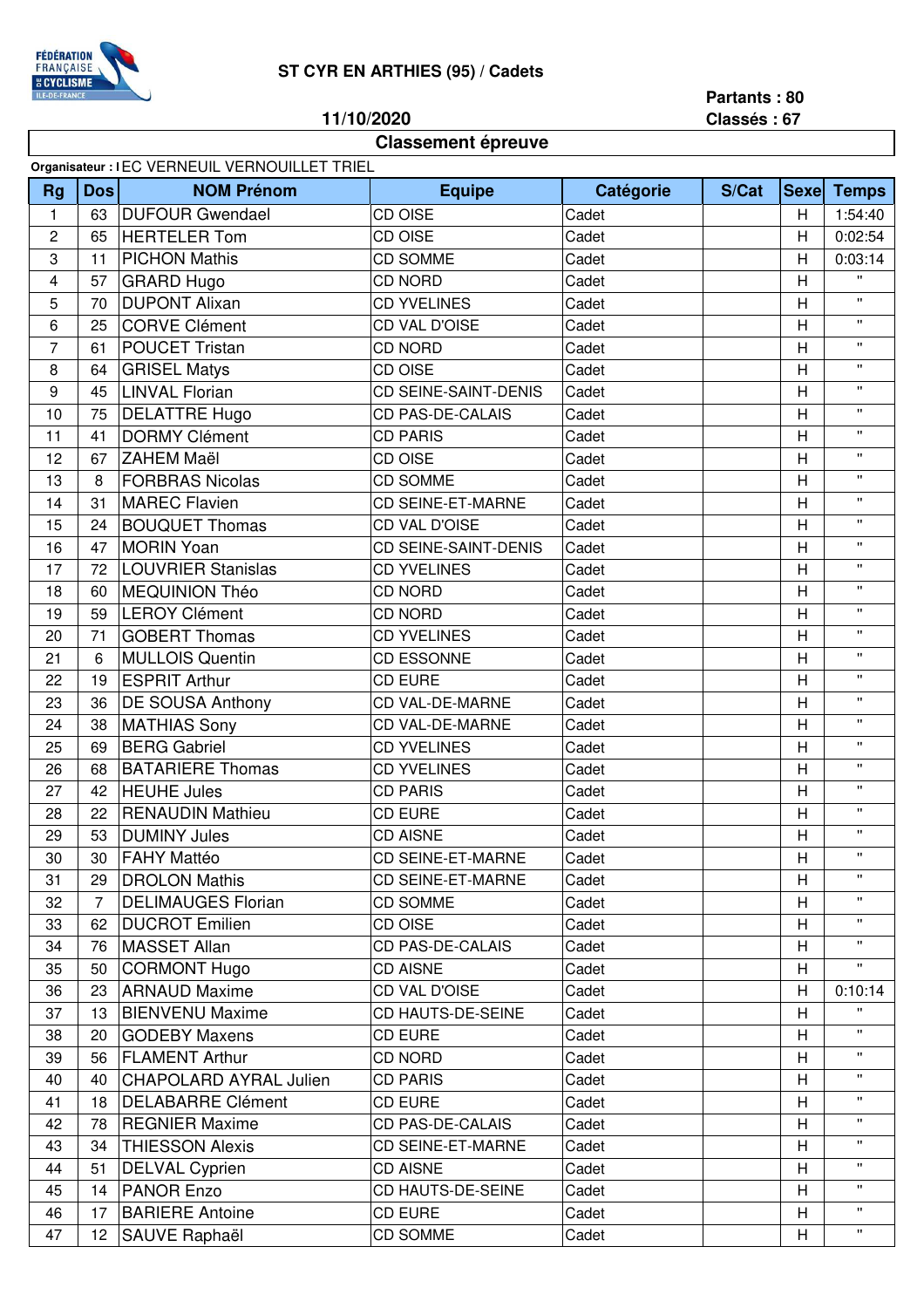FÉDÉRATION FRANÇAISE DE CYCLISME ILE-DE-FRANCE

# ST CYR EN ARTHIES (95) / Cadets

**11/10/2020**

**Partants : 80**
**Classés : 67**

## Classement épreuve

**Organisateur :** I EC VERNEUIL VERNOUILLET TRIEL

| Rg | Dos | NOM Prénom | Equipe | Catégorie | S/Cat | Sexe | Temps |
|---|---|---|---|---|---|---|---|
| 1 | 63 | DUFOUR Gwendael | CD OISE | Cadet | | H | 1:54:40 |
| 2 | 65 | HERTELER Tom | CD OISE | Cadet | | H | 0:02:54 |
| 3 | 11 | PICHON Mathis | CD SOMME | Cadet | | H | 0:03:14 |
| 4 | 57 | GRARD Hugo | CD NORD | Cadet | | H | " |
| 5 | 70 | DUPONT Alixan | CD YVELINES | Cadet | | H | " |
| 6 | 25 | CORVE Clément | CD VAL D'OISE | Cadet | | H | " |
| 7 | 61 | POUCET Tristan | CD NORD | Cadet | | H | " |
| 8 | 64 | GRISEL Matys | CD OISE | Cadet | | H | " |
| 9 | 45 | LINVAL Florian | CD SEINE-SAINT-DENIS | Cadet | | H | " |
| 10 | 75 | DELATTRE Hugo | CD PAS-DE-CALAIS | Cadet | | H | " |
| 11 | 41 | DORMY Clément | CD PARIS | Cadet | | H | " |
| 12 | 67 | ZAHEM Maël | CD OISE | Cadet | | H | " |
| 13 | 8 | FORBRAS Nicolas | CD SOMME | Cadet | | H | " |
| 14 | 31 | MAREC Flavien | CD SEINE-ET-MARNE | Cadet | | H | " |
| 15 | 24 | BOUQUET Thomas | CD VAL D'OISE | Cadet | | H | " |
| 16 | 47 | MORIN Yoan | CD SEINE-SAINT-DENIS | Cadet | | H | " |
| 17 | 72 | LOUVRIER Stanislas | CD YVELINES | Cadet | | H | " |
| 18 | 60 | MEQUINION Théo | CD NORD | Cadet | | H | " |
| 19 | 59 | LEROY Clément | CD NORD | Cadet | | H | " |
| 20 | 71 | GOBERT Thomas | CD YVELINES | Cadet | | H | " |
| 21 | 6 | MULLOIS Quentin | CD ESSONNE | Cadet | | H | " |
| 22 | 19 | ESPRIT Arthur | CD EURE | Cadet | | H | " |
| 23 | 36 | DE SOUSA Anthony | CD VAL-DE-MARNE | Cadet | | H | " |
| 24 | 38 | MATHIAS Sony | CD VAL-DE-MARNE | Cadet | | H | " |
| 25 | 69 | BERG Gabriel | CD YVELINES | Cadet | | H | " |
| 26 | 68 | BATARIERE Thomas | CD YVELINES | Cadet | | H | " |
| 27 | 42 | HEUHE Jules | CD PARIS | Cadet | | H | " |
| 28 | 22 | RENAUDIN Mathieu | CD EURE | Cadet | | H | " |
| 29 | 53 | DUMINY Jules | CD AISNE | Cadet | | H | " |
| 30 | 30 | FAHY Mattéo | CD SEINE-ET-MARNE | Cadet | | H | " |
| 31 | 29 | DROLON Mathis | CD SEINE-ET-MARNE | Cadet | | H | " |
| 32 | 7 | DELIMAUGES Florian | CD SOMME | Cadet | | H | " |
| 33 | 62 | DUCROT Emilien | CD OISE | Cadet | | H | " |
| 34 | 76 | MASSET Allan | CD PAS-DE-CALAIS | Cadet | | H | " |
| 35 | 50 | CORMONT Hugo | CD AISNE | Cadet | | H | " |
| 36 | 23 | ARNAUD Maxime | CD VAL D'OISE | Cadet | | H | 0:10:14 |
| 37 | 13 | BIENVENU Maxime | CD HAUTS-DE-SEINE | Cadet | | H | " |
| 38 | 20 | GODEBY Maxens | CD EURE | Cadet | | H | " |
| 39 | 56 | FLAMENT Arthur | CD NORD | Cadet | | H | " |
| 40 | 40 | CHAPOLARD AYRAL Julien | CD PARIS | Cadet | | H | " |
| 41 | 18 | DELABARRE Clément | CD EURE | Cadet | | H | " |
| 42 | 78 | REGNIER Maxime | CD PAS-DE-CALAIS | Cadet | | H | " |
| 43 | 34 | THIESSON Alexis | CD SEINE-ET-MARNE | Cadet | | H | " |
| 44 | 51 | DELVAL Cyprien | CD AISNE | Cadet | | H | " |
| 45 | 14 | PANOR Enzo | CD HAUTS-DE-SEINE | Cadet | | H | " |
| 46 | 17 | BARIERE Antoine | CD EURE | Cadet | | H | " |
| 47 | 12 | SAUVE Raphaël | CD SOMME | Cadet | | H | " |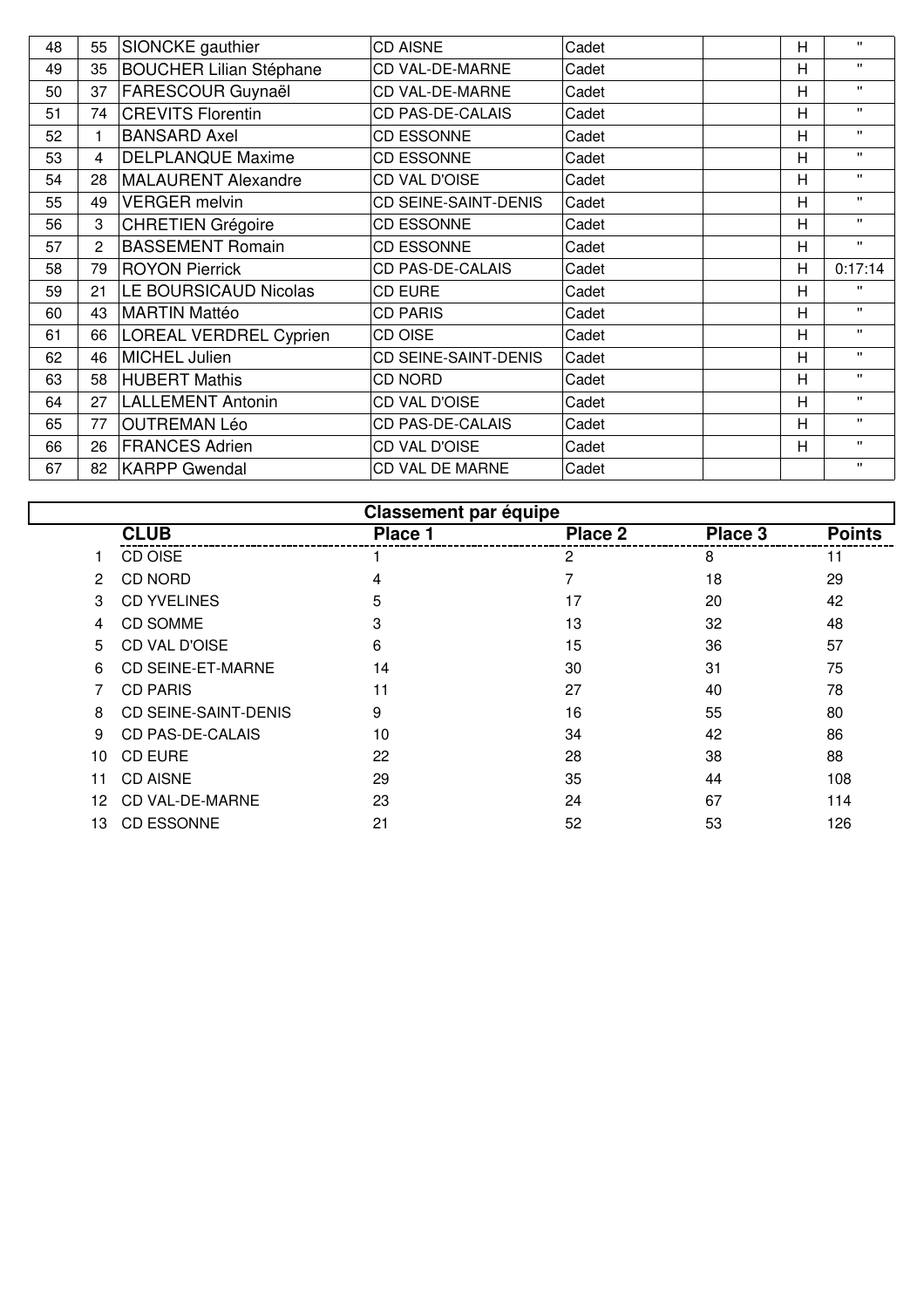| | | | | | | | |
|---|---|---|---|---|---|---|---|
| 48 | 55 | SIONCKE gauthier | CD AISNE | Cadet | | H | " |
| 49 | 35 | BOUCHER Lilian Stéphane | CD VAL-DE-MARNE | Cadet | | H | " |
| 50 | 37 | FARESCOUR Guynaël | CD VAL-DE-MARNE | Cadet | | H | " |
| 51 | 74 | CREVITS Florentin | CD PAS-DE-CALAIS | Cadet | | H | " |
| 52 | 1 | BANSARD Axel | CD ESSONNE | Cadet | | H | " |
| 53 | 4 | DELPLANQUE Maxime | CD ESSONNE | Cadet | | H | " |
| 54 | 28 | MALAURENT Alexandre | CD VAL D'OISE | Cadet | | H | " |
| 55 | 49 | VERGER melvin | CD SEINE-SAINT-DENIS | Cadet | | H | " |
| 56 | 3 | CHRETIEN Grégoire | CD ESSONNE | Cadet | | H | " |
| 57 | 2 | BASSEMENT Romain | CD ESSONNE | Cadet | | H | " |
| 58 | 79 | ROYON Pierrick | CD PAS-DE-CALAIS | Cadet | | H | 0:17:14 |
| 59 | 21 | LE BOURSICAUD Nicolas | CD EURE | Cadet | | H | " |
| 60 | 43 | MARTIN Mattéo | CD PARIS | Cadet | | H | " |
| 61 | 66 | LOREAL VERDREL Cyprien | CD OISE | Cadet | | H | " |
| 62 | 46 | MICHEL Julien | CD SEINE-SAINT-DENIS | Cadet | | H | " |
| 63 | 58 | HUBERT Mathis | CD NORD | Cadet | | H | " |
| 64 | 27 | LALLEMENT Antonin | CD VAL D'OISE | Cadet | | H | " |
| 65 | 77 | OUTREMAN Léo | CD PAS-DE-CALAIS | Cadet | | H | " |
| 66 | 26 | FRANCES Adrien | CD VAL D'OISE | Cadet | | H | " |
| 67 | 82 | KARPP Gwendal | CD VAL DE MARNE | Cadet | | | " |

## Classement par équipe

| | CLUB | Place 1 | Place 2 | Place 3 | Points |
|---|---|---|---|---|---|
| 1 | CD OISE | 1 | 2 | 8 | 11 |
| 2 | CD NORD | 4 | 7 | 18 | 29 |
| 3 | CD YVELINES | 5 | 17 | 20 | 42 |
| 4 | CD SOMME | 3 | 13 | 32 | 48 |
| 5 | CD VAL D'OISE | 6 | 15 | 36 | 57 |
| 6 | CD SEINE-ET-MARNE | 14 | 30 | 31 | 75 |
| 7 | CD PARIS | 11 | 27 | 40 | 78 |
| 8 | CD SEINE-SAINT-DENIS | 9 | 16 | 55 | 80 |
| 9 | CD PAS-DE-CALAIS | 10 | 34 | 42 | 86 |
| 10 | CD EURE | 22 | 28 | 38 | 88 |
| 11 | CD AISNE | 29 | 35 | 44 | 108 |
| 12 | CD VAL-DE-MARNE | 23 | 24 | 67 | 114 |
| 13 | CD ESSONNE | 21 | 52 | 53 | 126 |